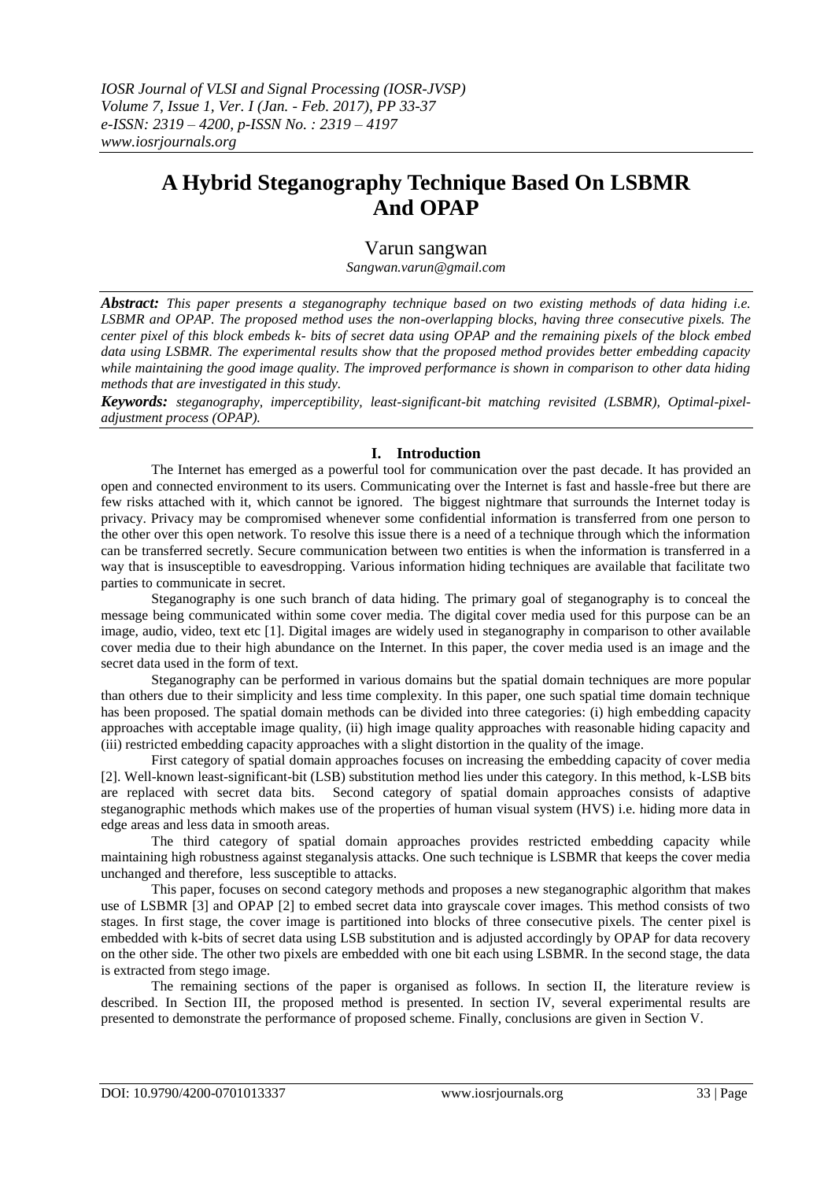# A Hybrid Steganography Technique Based On LSBMR And OPAP

Varun sangwan

*Sangwan.varun@gmail.com*

***Abstract:*** *This paper presents a steganography technique based on two existing methods of data hiding i.e. LSBMR and OPAP. The proposed method uses the non-overlapping blocks, having three consecutive pixels. The center pixel of this block embeds k- bits of secret data using OPAP and the remaining pixels of the block embed data using LSBMR. The experimental results show that the proposed method provides better embedding capacity while maintaining the good image quality. The improved performance is shown in comparison to other data hiding methods that are investigated in this study.*

***Keywords:*** *steganography, imperceptibility, least-significant-bit matching revisited (LSBMR), Optimal-pixel-adjustment process (OPAP).*

## I. Introduction

The Internet has emerged as a powerful tool for communication over the past decade. It has provided an open and connected environment to its users. Communicating over the Internet is fast and hassle-free but there are few risks attached with it, which cannot be ignored. The biggest nightmare that surrounds the Internet today is privacy. Privacy may be compromised whenever some confidential information is transferred from one person to the other over this open network. To resolve this issue there is a need of a technique through which the information can be transferred secretly. Secure communication between two entities is when the information is transferred in a way that is insusceptible to eavesdropping. Various information hiding techniques are available that facilitate two parties to communicate in secret.

Steganography is one such branch of data hiding. The primary goal of steganography is to conceal the message being communicated within some cover media. The digital cover media used for this purpose can be an image, audio, video, text etc [1]. Digital images are widely used in steganography in comparison to other available cover media due to their high abundance on the Internet. In this paper, the cover media used is an image and the secret data used in the form of text.

Steganography can be performed in various domains but the spatial domain techniques are more popular than others due to their simplicity and less time complexity. In this paper, one such spatial time domain technique has been proposed. The spatial domain methods can be divided into three categories: (i) high embedding capacity approaches with acceptable image quality, (ii) high image quality approaches with reasonable hiding capacity and (iii) restricted embedding capacity approaches with a slight distortion in the quality of the image.

First category of spatial domain approaches focuses on increasing the embedding capacity of cover media [2]. Well-known least-significant-bit (LSB) substitution method lies under this category. In this method, k-LSB bits are replaced with secret data bits. Second category of spatial domain approaches consists of adaptive steganographic methods which makes use of the properties of human visual system (HVS) i.e. hiding more data in edge areas and less data in smooth areas.

The third category of spatial domain approaches provides restricted embedding capacity while maintaining high robustness against steganalysis attacks. One such technique is LSBMR that keeps the cover media unchanged and therefore, less susceptible to attacks.

This paper, focuses on second category methods and proposes a new steganographic algorithm that makes use of LSBMR [3] and OPAP [2] to embed secret data into grayscale cover images. This method consists of two stages. In first stage, the cover image is partitioned into blocks of three consecutive pixels. The center pixel is embedded with k-bits of secret data using LSB substitution and is adjusted accordingly by OPAP for data recovery on the other side. The other two pixels are embedded with one bit each using LSBMR. In the second stage, the data is extracted from stego image.

The remaining sections of the paper is organised as follows. In section II, the literature review is described. In Section III, the proposed method is presented. In section IV, several experimental results are presented to demonstrate the performance of proposed scheme. Finally, conclusions are given in Section V.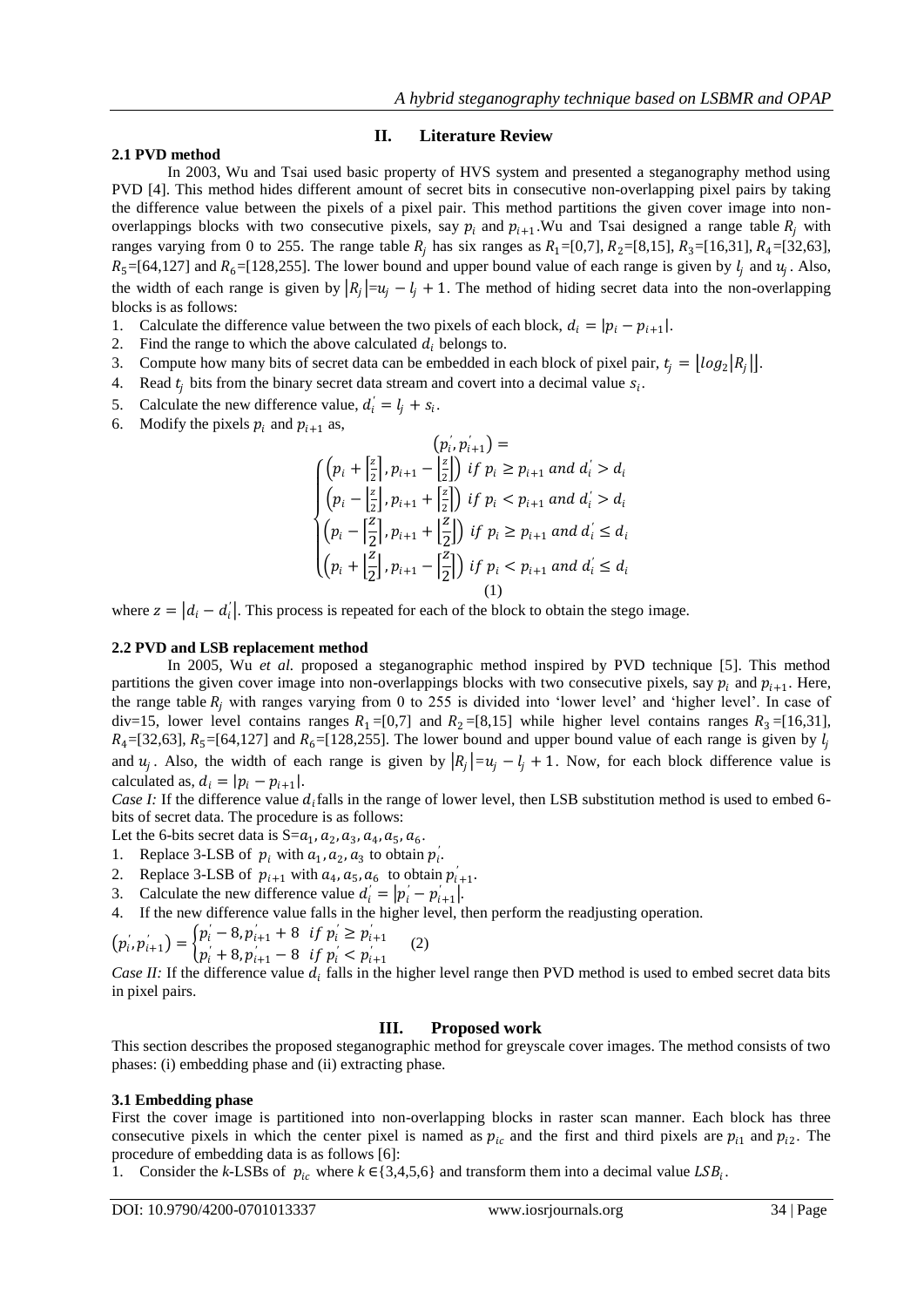## II. Literature Review

### 2.1 PVD method

In 2003, Wu and Tsai used basic property of HVS system and presented a steganography method using PVD [4]. This method hides different amount of secret bits in consecutive non-overlapping pixel pairs by taking the difference value between the pixels of a pixel pair. This method partitions the given cover image into non-overlappings blocks with two consecutive pixels, say $p_i$ and $p_{i+1}$. Wu and Tsai designed a range table $R_j$ with ranges varying from 0 to 255. The range table $R_j$ has six ranges as $R_1$=[0,7], $R_2$=[8,15], $R_3$=[16,31], $R_4$=[32,63], $R_5$=[64,127] and $R_6$=[128,255]. The lower bound and upper bound value of each range is given by $l_j$ and $u_j$. Also, the width of each range is given by $|R_j|=u_j - l_j + 1$. The method of hiding secret data into the non-overlapping blocks is as follows:

1. Calculate the difference value between the two pixels of each block, $d_i = |p_i - p_{i+1}|$.
2. Find the range to which the above calculated $d_i$ belongs to.
3. Compute how many bits of secret data can be embedded in each block of pixel pair, $t_j = \lfloor log_2|R_j| \rfloor$.
4. Read $t_j$ bits from the binary secret data stream and covert into a decimal value $s_i$.
5. Calculate the new difference value, $d_i' = l_j + s_i$.
6. Modify the pixels $p_i$ and $p_{i+1}$ as,

$$
(p_i', p_{i+1}') =
\begin{cases}
\left(p_i + \left\lceil \frac{z}{2} \right\rceil, p_{i+1} - \left\lfloor \frac{z}{2} \right\rfloor\right) & if\ p_i \geq p_{i+1}\ and\ d_i' > d_i \\
\left(p_i - \left\lfloor \frac{z}{2} \right\rfloor, p_{i+1} + \left\lceil \frac{z}{2} \right\rceil\right) & if\ p_i < p_{i+1}\ and\ d_i' > d_i \\
\left(p_i - \left\lceil \frac{z}{2} \right\rceil, p_{i+1} + \left\lfloor \frac{z}{2} \right\rfloor\right) & if\ p_i \geq p_{i+1}\ and\ d_i' \leq d_i \\
\left(p_i + \left\lceil \frac{z}{2} \right\rceil, p_{i+1} - \left\lfloor \frac{z}{2} \right\rfloor\right) & if\ p_i < p_{i+1}\ and\ d_i' \leq d_i
\end{cases}
\quad (1)
$$

where $z = |d_i - d_i'|$. This process is repeated for each of the block to obtain the stego image.

### 2.2 PVD and LSB replacement method

In 2005, Wu *et al.* proposed a steganographic method inspired by PVD technique [5]. This method partitions the given cover image into non-overlappings blocks with two consecutive pixels, say $p_i$ and $p_{i+1}$. Here, the range table $R_j$ with ranges varying from 0 to 255 is divided into 'lower level' and 'higher level'. In case of div=15, lower level contains ranges $R_1$=[0,7] and $R_2$=[8,15] while higher level contains ranges $R_3$=[16,31], $R_4$=[32,63], $R_5$=[64,127] and $R_6$=[128,255]. The lower bound and upper bound value of each range is given by $l_j$ and $u_j$. Also, the width of each range is given by $|R_j|=u_j - l_j + 1$. Now, for each block difference value is calculated as, $d_i = |p_i - p_{i+1}|$.

*Case I:* If the difference value $d_i$ falls in the range of lower level, then LSB substitution method is used to embed 6-bits of secret data. The procedure is as follows:

Let the 6-bits secret data is S=$a_1, a_2, a_3, a_4, a_5, a_6$.

1. Replace 3-LSB of $p_i$ with $a_1, a_2, a_3$ to obtain $p_i'$.
2. Replace 3-LSB of $p_{i+1}$ with $a_4, a_5, a_6$ to obtain $p_{i+1}'$.
3. Calculate the new difference value $d_i' = |p_i' - p_{i+1}'|$.
4. If the new difference value falls in the higher level, then perform the readjusting operation.

$$
(p_i', p_{i+1}') =
\begin{cases}
p_i' - 8, p_{i+1}' + 8 & if\ p_i' \geq p_{i+1}' \\
p_i' + 8, p_{i+1}' - 8 & if\ p_i' < p_{i+1}'
\end{cases}
\quad (2)
$$

*Case II:* If the difference value $d_i$ falls in the higher level range then PVD method is used to embed secret data bits in pixel pairs.

## III. Proposed work

This section describes the proposed steganographic method for greyscale cover images. The method consists of two phases: (i) embedding phase and (ii) extracting phase.

### 3.1 Embedding phase

First the cover image is partitioned into non-overlapping blocks in raster scan manner. Each block has three consecutive pixels in which the center pixel is named as $p_{ic}$ and the first and third pixels are $p_{i1}$ and $p_{i2}$. The procedure of embedding data is as follows [6]:

1. Consider the *k*-LSBs of $p_{ic}$ where $k \in \{3,4,5,6\}$ and transform them into a decimal value $LSB_i$.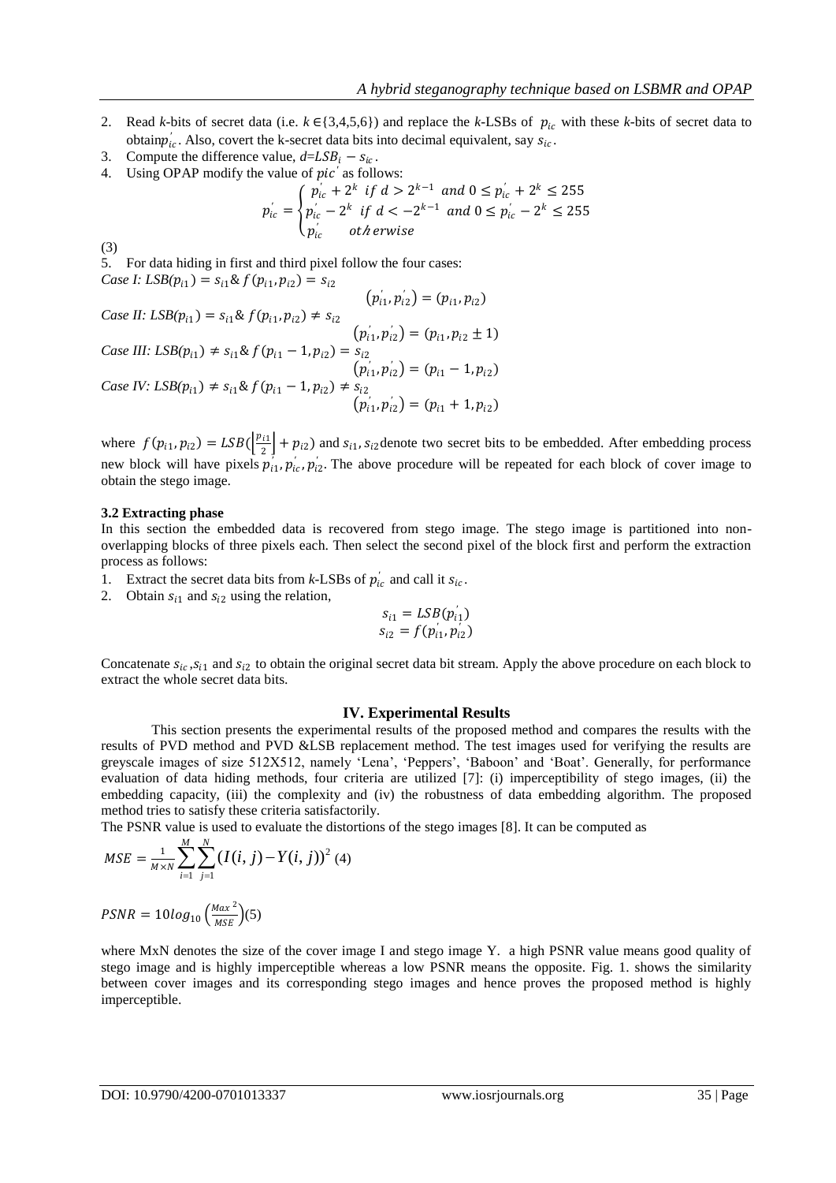2. Read $k$-bits of secret data (i.e. $k \in \{3,4,5,6\}$) and replace the $k$-LSBs of $p_{ic}$ with these $k$-bits of secret data to obtain $p_{ic}^{'}$. Also, covert the k-secret data bits into decimal equivalent, say $s_{ic}$.
3. Compute the difference value, $d = LSB_i - s_{ic}$.
4. Using OPAP modify the value of $pic^{'}$ as follows:

$$p_{ic}^{'} = \begin{cases} p_{ic}^{'} + 2^k & \text{if } d > 2^{k-1} \text{ and } 0 \leq p_{ic}^{'} + 2^k \leq 255 \\ p_{ic}^{'} - 2^k & \text{if } d < -2^{k-1} \text{ and } 0 \leq p_{ic}^{'} - 2^k \leq 255 \\ p_{ic}^{'} & \text{otherwise} \end{cases}$$

(3)

5. For data hiding in first and third pixel follow the four cases:

*Case I:* $LSB(p_{i1}) = s_{i1}$ & $f(p_{i1}, p_{i2}) = s_{i2}$

$$(p_{i1}^{'}, p_{i2}^{'}) = (p_{i1}, p_{i2})$$

*Case II:* $LSB(p_{i1}) = s_{i1}$ & $f(p_{i1}, p_{i2}) \neq s_{i2}$

$$(p_{i1}^{'}, p_{i2}^{'}) = (p_{i1}, p_{i2} \pm 1)$$

*Case III:* $LSB(p_{i1}) \neq s_{i1}$ & $f(p_{i1} - 1, p_{i2}) = s_{i2}$

$$(p_{i1}^{'}, p_{i2}^{'}) = (p_{i1} - 1, p_{i2})$$

*Case IV:* $LSB(p_{i1}) \neq s_{i1}$ & $f(p_{i1} - 1, p_{i2}) \neq s_{i2}$

$$(p_{i1}^{'}, p_{i2}^{'}) = (p_{i1} + 1, p_{i2})$$

where $f(p_{i1}, p_{i2}) = LSB(\left\lfloor \frac{p_{i1}}{2} \right\rfloor + p_{i2})$ and $s_{i1}, s_{i2}$ denote two secret bits to be embedded. After embedding process new block will have pixels $p_{i1}^{'}, p_{ic}^{'}, p_{i2}^{'}$. The above procedure will be repeated for each block of cover image to obtain the stego image.

### 3.2 Extracting phase

In this section the embedded data is recovered from stego image. The stego image is partitioned into non-overlapping blocks of three pixels each. Then select the second pixel of the block first and perform the extraction process as follows:

1. Extract the secret data bits from $k$-LSBs of $p_{ic}^{'}$ and call it $s_{ic}$.
2. Obtain $s_{i1}$ and $s_{i2}$ using the relation,

$$s_{i1} = LSB(p_{i1}^{'})$$
$$s_{i2} = f(p_{i1}^{'}, p_{i2}^{'})$$

Concatenate $s_{ic}$, $s_{i1}$ and $s_{i2}$ to obtain the original secret data bit stream. Apply the above procedure on each block to extract the whole secret data bits.

## IV. Experimental Results

This section presents the experimental results of the proposed method and compares the results with the results of PVD method and PVD &LSB replacement method. The test images used for verifying the results are greyscale images of size 512X512, namely 'Lena', 'Peppers', 'Baboon' and 'Boat'. Generally, for performance evaluation of data hiding methods, four criteria are utilized [7]: (i) imperceptibility of stego images, (ii) the embedding capacity, (iii) the complexity and (iv) the robustness of data embedding algorithm. The proposed method tries to satisfy these criteria satisfactorily.

The PSNR value is used to evaluate the distortions of the stego images [8]. It can be computed as

$$MSE = \frac{1}{M \times N} \sum_{i=1}^{M} \sum_{j=1}^{N} (I(i,j) - Y(i,j))^2 \quad (4)$$

$$PSNR = 10 \log_{10} \left( \frac{Max^2}{MSE} \right) \quad (5)$$

where MxN denotes the size of the cover image I and stego image Y. a high PSNR value means good quality of stego image and is highly imperceptible whereas a low PSNR means the opposite. Fig. 1. shows the similarity between cover images and its corresponding stego images and hence proves the proposed method is highly imperceptible.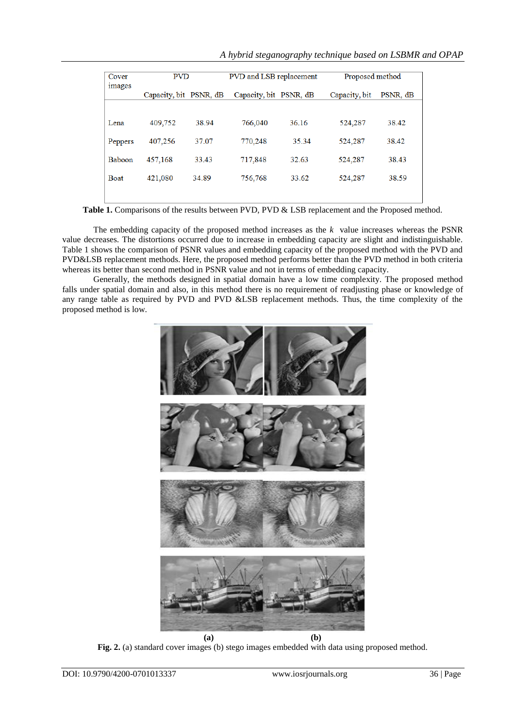| Cover images | PVD | | PVD and LSB replacement | | Proposed method | |
|---|---|---|---|---|---|---|
| | Capacity, bit | PSNR, dB | Capacity, bit | PSNR, dB | Capacity, bit | PSNR, dB |
| Lena | 409,752 | 38.94 | 766,040 | 36.16 | 524,287 | 38.42 |
| Peppers | 407,256 | 37.07 | 770,248 | 35.34 | 524,287 | 38.42 |
| Baboon | 457,168 | 33.43 | 717,848 | 32.63 | 524,287 | 38.43 |
| Boat | 421,080 | 34.89 | 756,768 | 33.62 | 524,287 | 38.59 |

**Table 1.** Comparisons of the results between PVD, PVD & LSB replacement and the Proposed method.

The embedding capacity of the proposed method increases as the $k$ value increases whereas the PSNR value decreases. The distortions occurred due to increase in embedding capacity are slight and indistinguishable. Table 1 shows the comparison of PSNR values and embedding capacity of the proposed method with the PVD and PVD&LSB replacement methods. Here, the proposed method performs better than the PVD method in both criteria whereas its better than second method in PSNR value and not in terms of embedding capacity.

Generally, the methods designed in spatial domain have a low time complexity. The proposed method falls under spatial domain and also, in this method there is no requirement of readjusting phase or knowledge of any range table as required by PVD and PVD &LSB replacement methods. Thus, the time complexity of the proposed method is low.

**(a)** **(b)**

**Fig. 2.** (a) standard cover images (b) stego images embedded with data using proposed method.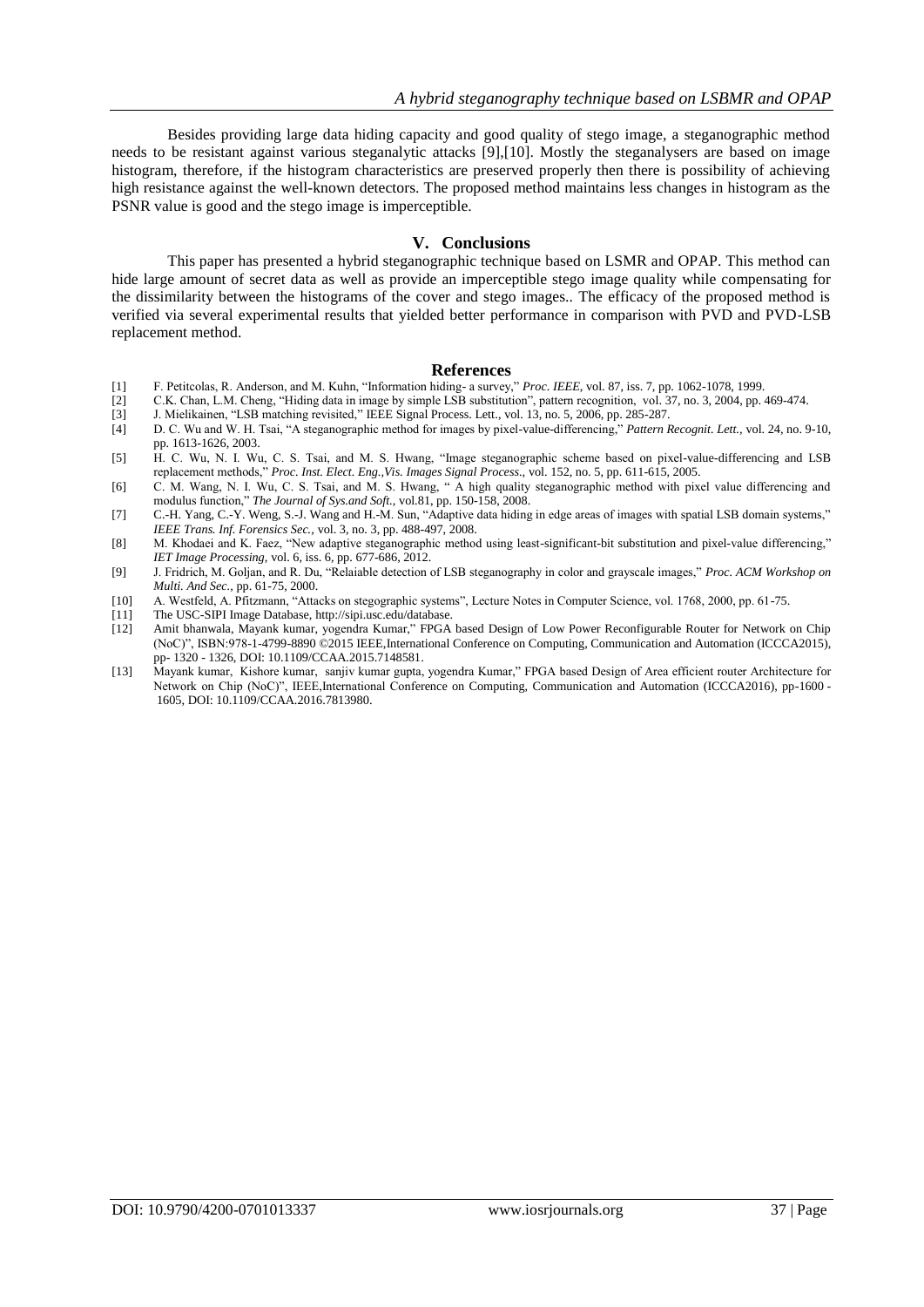Besides providing large data hiding capacity and good quality of stego image, a steganographic method needs to be resistant against various steganalytic attacks [9],[10]. Mostly the steganalysers are based on image histogram, therefore, if the histogram characteristics are preserved properly then there is possibility of achieving high resistance against the well-known detectors. The proposed method maintains less changes in histogram as the PSNR value is good and the stego image is imperceptible.

## V. Conclusions

This paper has presented a hybrid steganographic technique based on LSMR and OPAP. This method can hide large amount of secret data as well as provide an imperceptible stego image quality while compensating for the dissimilarity between the histograms of the cover and stego images.. The efficacy of the proposed method is verified via several experimental results that yielded better performance in comparison with PVD and PVD-LSB replacement method.

## References

[1] F. Petitcolas, R. Anderson, and M. Kuhn, "Information hiding- a survey," *Proc. IEEE*, vol. 87, iss. 7, pp. 1062-1078, 1999.

[2] C.K. Chan, L.M. Cheng, "Hiding data in image by simple LSB substitution", pattern recognition, vol. 37, no. 3, 2004, pp. 469-474.

[3] J. Mielikainen, "LSB matching revisited," IEEE Signal Process. Lett., vol. 13, no. 5, 2006, pp. 285-287.

[4] D. C. Wu and W. H. Tsai, "A steganographic method for images by pixel-value-differencing," *Pattern Recognit. Lett.*, vol. 24, no. 9-10, pp. 1613-1626, 2003.

[5] H. C. Wu, N. I. Wu, C. S. Tsai, and M. S. Hwang, "Image steganographic scheme based on pixel-value-differencing and LSB replacement methods," *Proc. Inst. Elect. Eng.,Vis. Images Signal Process.*, vol. 152, no. 5, pp. 611-615, 2005.

[6] C. M. Wang, N. I. Wu, C. S. Tsai, and M. S. Hwang, " A high quality steganographic method with pixel value differencing and modulus function," *The Journal of Sys.and Soft.*, vol.81, pp. 150-158, 2008.

[7] C.-H. Yang, C.-Y. Weng, S.-J. Wang and H.-M. Sun, "Adaptive data hiding in edge areas of images with spatial LSB domain systems," *IEEE Trans. Inf. Forensics Sec.*, vol. 3, no. 3, pp. 488-497, 2008.

[8] M. Khodaei and K. Faez, "New adaptive steganographic method using least-significant-bit substitution and pixel-value differencing," *IET Image Processing*, vol. 6, iss. 6, pp. 677-686, 2012.

[9] J. Fridrich, M. Goljan, and R. Du, "Relaiable detection of LSB steganography in color and grayscale images," *Proc. ACM Workshop on Multi. And Sec.*, pp. 61-75, 2000.

[10] A. Westfeld, A. Pfitzmann, "Attacks on stegographic systems", Lecture Notes in Computer Science, vol. 1768, 2000, pp. 61-75.

[11] The USC-SIPI Image Database, http://sipi.usc.edu/database.

[12] Amit bhanwala, Mayank kumar, yogendra Kumar," FPGA based Design of Low Power Reconfigurable Router for Network on Chip (NoC)", ISBN:978-1-4799-8890 ©2015 IEEE,International Conference on Computing, Communication and Automation (ICCCA2015), pp- 1320 - 1326, DOI: 10.1109/CCAA.2015.7148581.

[13] Mayank kumar, Kishore kumar, sanjiv kumar gupta, yogendra Kumar," FPGA based Design of Area efficient router Architecture for Network on Chip (NoC)", IEEE,International Conference on Computing, Communication and Automation (ICCCA2016), pp-1600 - 1605, DOI: 10.1109/CCAA.2016.7813980.